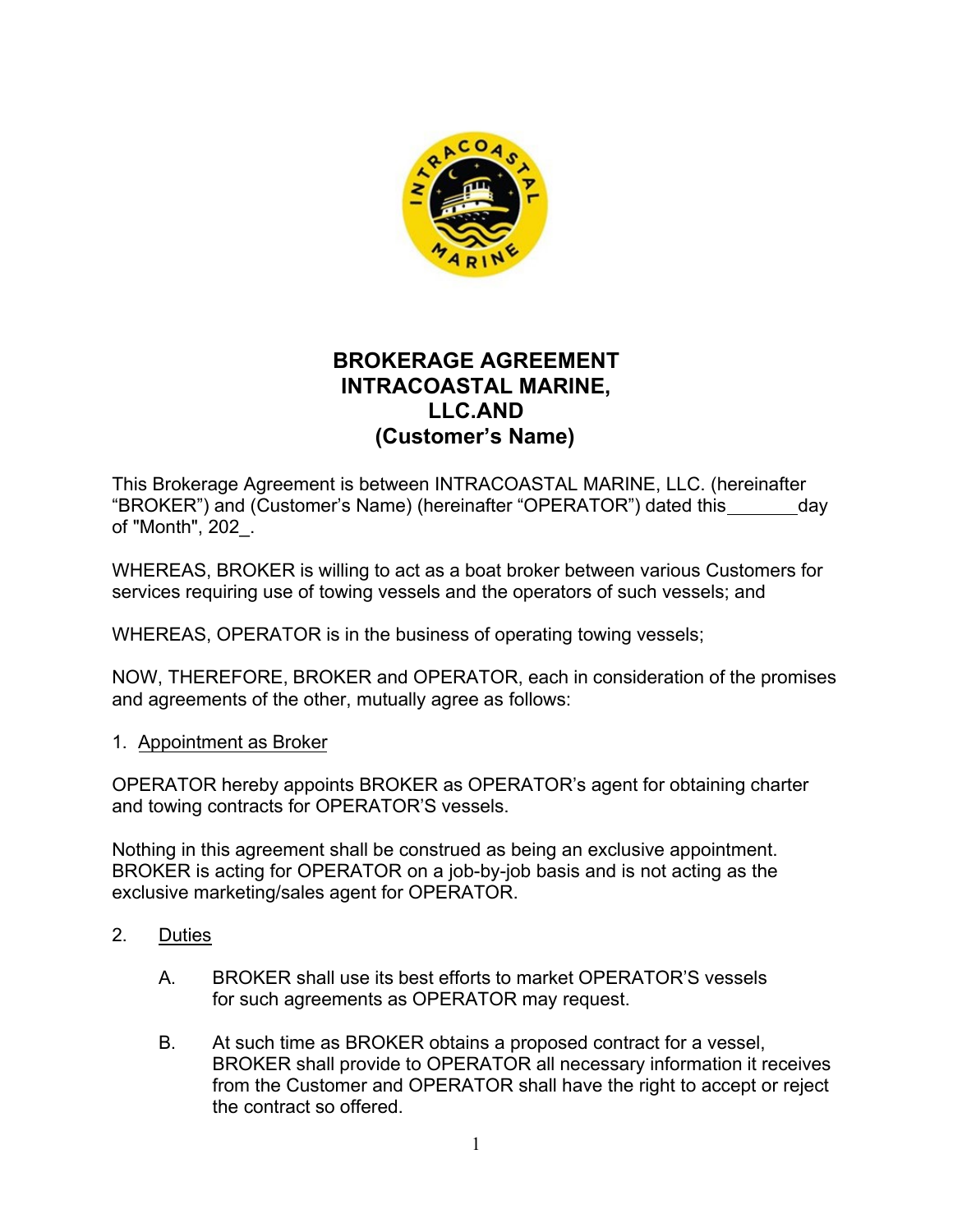# BROKERAGE AGREEMENT
# INTRACOASTAL MARINE, LLC.AND
# (Customer's Name)

This Brokerage Agreement is between INTRACOASTAL MARINE, LLC. (hereinafter "BROKER") and (Customer's Name) (hereinafter "OPERATOR") dated this_______day of "Month", 202_.

WHEREAS, BROKER is willing to act as a boat broker between various Customers for services requiring use of towing vessels and the operators of such vessels; and

WHEREAS, OPERATOR is in the business of operating towing vessels;

NOW, THEREFORE, BROKER and OPERATOR, each in consideration of the promises and agreements of the other, mutually agree as follows:

1. Appointment as Broker

OPERATOR hereby appoints BROKER as OPERATOR's agent for obtaining charter and towing contracts for OPERATOR'S vessels.

Nothing in this agreement shall be construed as being an exclusive appointment. BROKER is acting for OPERATOR on a job-by-job basis and is not acting as the exclusive marketing/sales agent for OPERATOR.

2. Duties

A. BROKER shall use its best efforts to market OPERATOR'S vessels for such agreements as OPERATOR may request.

B. At such time as BROKER obtains a proposed contract for a vessel, BROKER shall provide to OPERATOR all necessary information it receives from the Customer and OPERATOR shall have the right to accept or reject the contract so offered.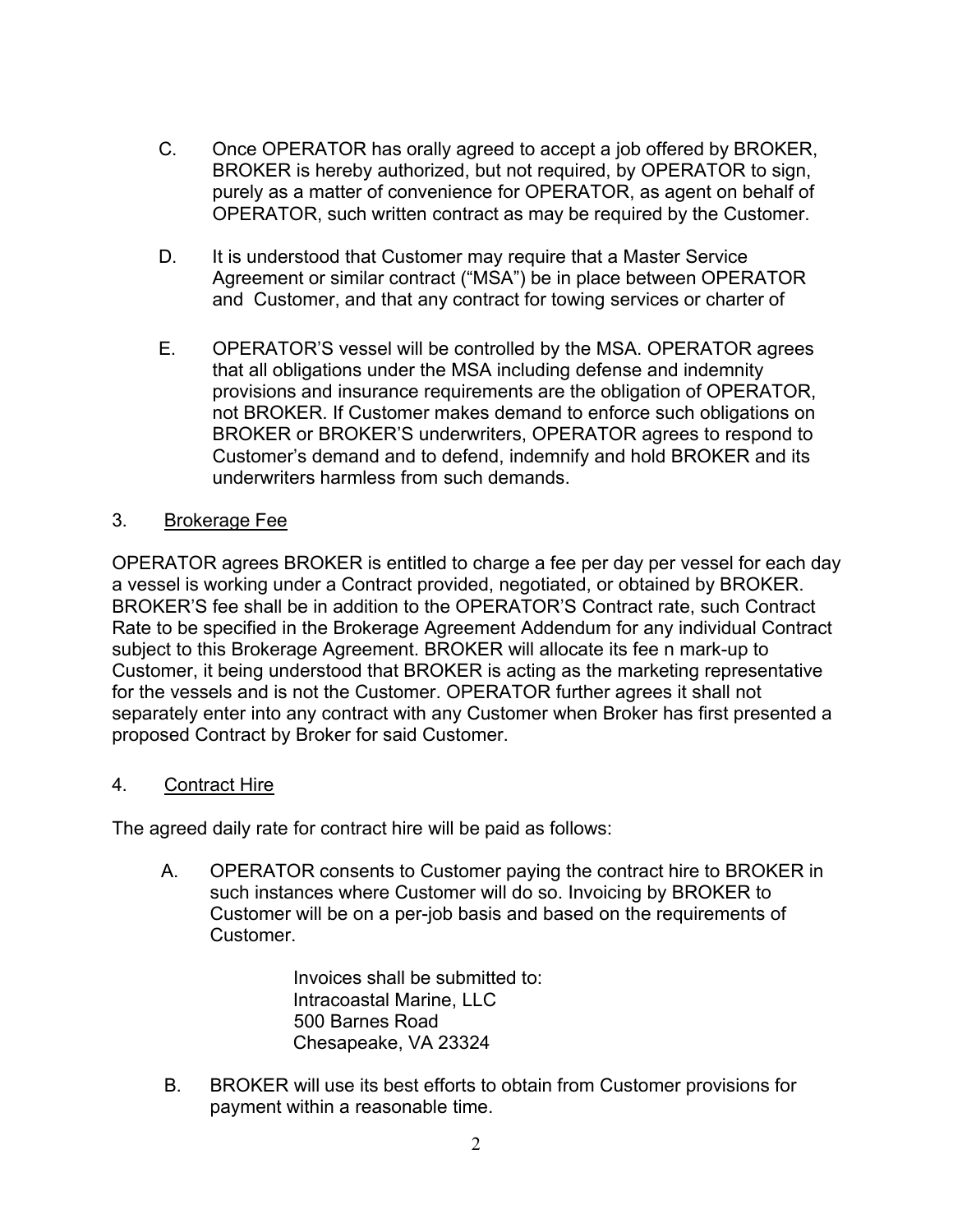C. Once OPERATOR has orally agreed to accept a job offered by BROKER, BROKER is hereby authorized, but not required, by OPERATOR to sign, purely as a matter of convenience for OPERATOR, as agent on behalf of OPERATOR, such written contract as may be required by the Customer.

D. It is understood that Customer may require that a Master Service Agreement or similar contract ("MSA") be in place between OPERATOR and Customer, and that any contract for towing services or charter of

E. OPERATOR'S vessel will be controlled by the MSA. OPERATOR agrees that all obligations under the MSA including defense and indemnity provisions and insurance requirements are the obligation of OPERATOR, not BROKER. If Customer makes demand to enforce such obligations on BROKER or BROKER'S underwriters, OPERATOR agrees to respond to Customer's demand and to defend, indemnify and hold BROKER and its underwriters harmless from such demands.

3. Brokerage Fee

OPERATOR agrees BROKER is entitled to charge a fee per day per vessel for each day a vessel is working under a Contract provided, negotiated, or obtained by BROKER. BROKER'S fee shall be in addition to the OPERATOR'S Contract rate, such Contract Rate to be specified in the Brokerage Agreement Addendum for any individual Contract subject to this Brokerage Agreement. BROKER will allocate its fee n mark-up to Customer, it being understood that BROKER is acting as the marketing representative for the vessels and is not the Customer. OPERATOR further agrees it shall not separately enter into any contract with any Customer when Broker has first presented a proposed Contract by Broker for said Customer.

4. Contract Hire

The agreed daily rate for contract hire will be paid as follows:

A. OPERATOR consents to Customer paying the contract hire to BROKER in such instances where Customer will do so. Invoicing by BROKER to Customer will be on a per-job basis and based on the requirements of Customer.

   Invoices shall be submitted to:
   Intracoastal Marine, LLC
   500 Barnes Road
   Chesapeake, VA 23324

B. BROKER will use its best efforts to obtain from Customer provisions for payment within a reasonable time.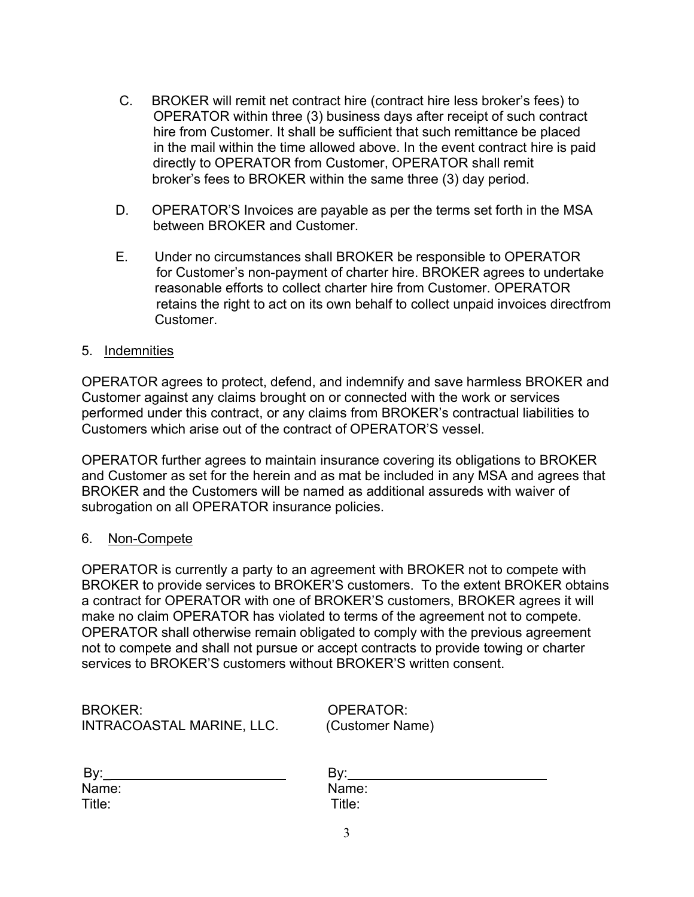C. BROKER will remit net contract hire (contract hire less broker's fees) to OPERATOR within three (3) business days after receipt of such contract hire from Customer. It shall be sufficient that such remittance be placed in the mail within the time allowed above. In the event contract hire is paid directly to OPERATOR from Customer, OPERATOR shall remit broker's fees to BROKER within the same three (3) day period.

D. OPERATOR'S Invoices are payable as per the terms set forth in the MSA between BROKER and Customer.

E. Under no circumstances shall BROKER be responsible to OPERATOR for Customer's non-payment of charter hire. BROKER agrees to undertake reasonable efforts to collect charter hire from Customer. OPERATOR retains the right to act on its own behalf to collect unpaid invoices directfrom Customer.

5. <u>Indemnities</u>

OPERATOR agrees to protect, defend, and indemnify and save harmless BROKER and Customer against any claims brought on or connected with the work or services performed under this contract, or any claims from BROKER's contractual liabilities to Customers which arise out of the contract of OPERATOR'S vessel.

OPERATOR further agrees to maintain insurance covering its obligations to BROKER and Customer as set for the herein and as mat be included in any MSA and agrees that BROKER and the Customers will be named as additional assureds with waiver of subrogation on all OPERATOR insurance policies.

6. <u>Non-Compete</u>

OPERATOR is currently a party to an agreement with BROKER not to compete with BROKER to provide services to BROKER'S customers. To the extent BROKER obtains a contract for OPERATOR with one of BROKER'S customers, BROKER agrees it will make no claim OPERATOR has violated to terms of the agreement not to compete. OPERATOR shall otherwise remain obligated to comply with the previous agreement not to compete and shall not pursue or accept contracts to provide towing or charter services to BROKER'S customers without BROKER'S written consent.

| BROKER: | OPERATOR: |
|---|---|
| INTRACOASTAL MARINE, LLC. | (Customer Name) |
| By:________________________ | By:________________________ |
| Name: | Name: |
| Title: | Title: |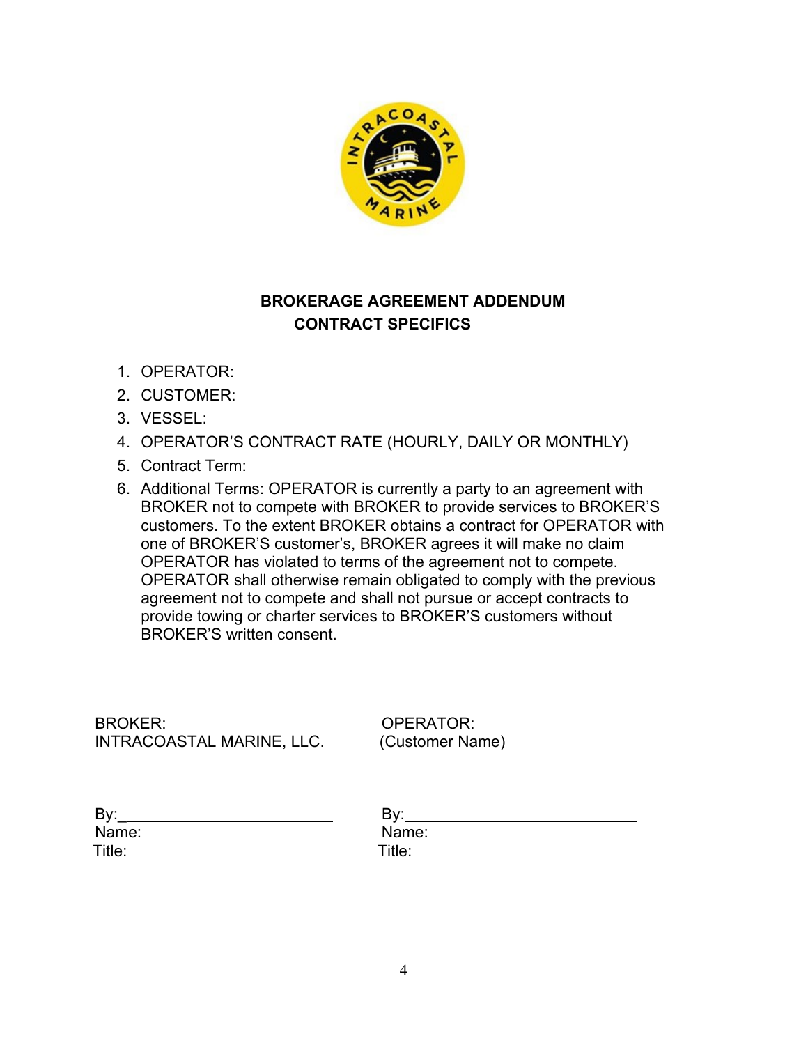## BROKERAGE AGREEMENT ADDENDUM
## CONTRACT SPECIFICS

1. OPERATOR:
2. CUSTOMER:
3. VESSEL:
4. OPERATOR'S CONTRACT RATE (HOURLY, DAILY OR MONTHLY)
5. Contract Term:
6. Additional Terms: OPERATOR is currently a party to an agreement with BROKER not to compete with BROKER to provide services to BROKER'S customers. To the extent BROKER obtains a contract for OPERATOR with one of BROKER'S customer's, BROKER agrees it will make no claim OPERATOR has violated to terms of the agreement not to compete. OPERATOR shall otherwise remain obligated to comply with the previous agreement not to compete and shall not pursue or accept contracts to provide towing or charter services to BROKER'S customers without BROKER'S written consent.

BROKER:
INTRACOASTAL MARINE, LLC.

By:________________________
Name:
Title:

OPERATOR:
(Customer Name)

By:__________________________
Name:
Title: